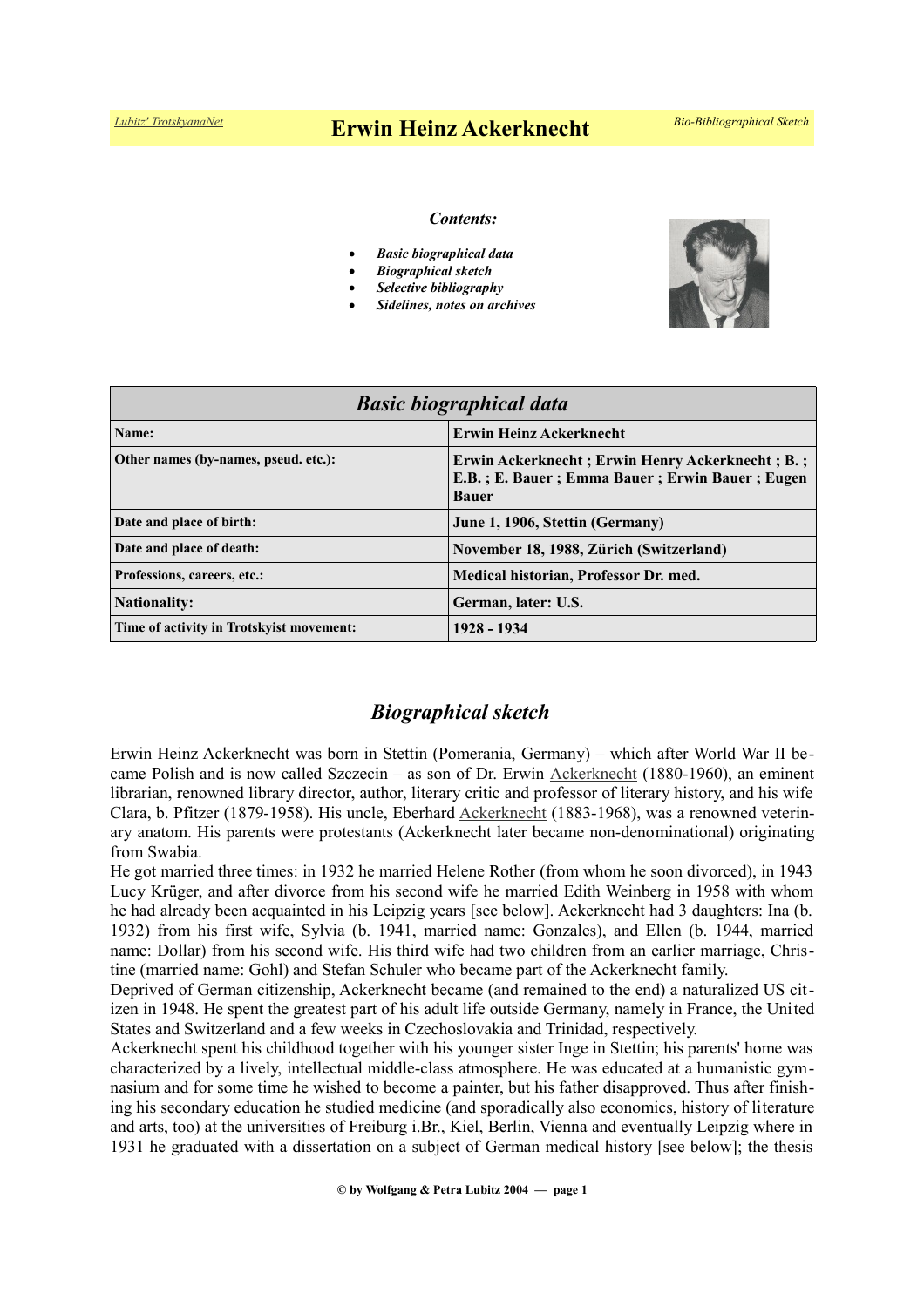# Erwin Heinz Ackerknecht

***Contents:***

- ***Basic biographical data***
- ***Biographical sketch***
- ***Selective bibliography***
- ***Sidelines, notes on archives***

| ***Basic biographical data*** | |
|---|---|
| **Name:** | **Erwin Heinz Ackerknecht** |
| **Other names (by-names, pseud. etc.):** | **Erwin Ackerknecht ; Erwin Henry Ackerknecht ; B. ; E.B. ; E. Bauer ; Emma Bauer ; Erwin Bauer ; Eugen Bauer** |
| **Date and place of birth:** | **June 1, 1906, Stettin (Germany)** |
| **Date and place of death:** | **November 18, 1988, Zürich (Switzerland)** |
| **Professions, careers, etc.:** | **Medical historian, Professor Dr. med.** |
| **Nationality:** | **German, later: U.S.** |
| **Time of activity in Trotskyist movement:** | **1928 - 1934** |

## *Biographical sketch*

Erwin Heinz Ackerknecht was born in Stettin (Pomerania, Germany) – which after World War II became Polish and is now called Szczecin – as son of Dr. Erwin Ackerknecht (1880-1960), an eminent librarian, renowned library director, author, literary critic and professor of literary history, and his wife Clara, b. Pfitzer (1879-1958). His uncle, Eberhard Ackerknecht (1883-1968), was a renowned veterinary anatom. His parents were protestants (Ackerknecht later became non-denominational) originating from Swabia.

He got married three times: in 1932 he married Helene Rother (from whom he soon divorced), in 1943 Lucy Krüger, and after divorce from his second wife he married Edith Weinberg in 1958 with whom he had already been acquainted in his Leipzig years [see below]. Ackerknecht had 3 daughters: Ina (b. 1932) from his first wife, Sylvia (b. 1941, married name: Gonzales), and Ellen (b. 1944, married name: Dollar) from his second wife. His third wife had two children from an earlier marriage, Christine (married name: Gohl) and Stefan Schuler who became part of the Ackerknecht family.

Deprived of German citizenship, Ackerknecht became (and remained to the end) a naturalized US citizen in 1948. He spent the greatest part of his adult life outside Germany, namely in France, the United States and Switzerland and a few weeks in Czechoslovakia and Trinidad, respectively.

Ackerknecht spent his childhood together with his younger sister Inge in Stettin; his parents' home was characterized by a lively, intellectual middle-class atmosphere. He was educated at a humanistic gymnasium and for some time he wished to become a painter, but his father disapproved. Thus after finishing his secondary education he studied medicine (and sporadically also economics, history of literature and arts, too) at the universities of Freiburg i.Br., Kiel, Berlin, Vienna and eventually Leipzig where in 1931 he graduated with a dissertation on a subject of German medical history [see below]; the thesis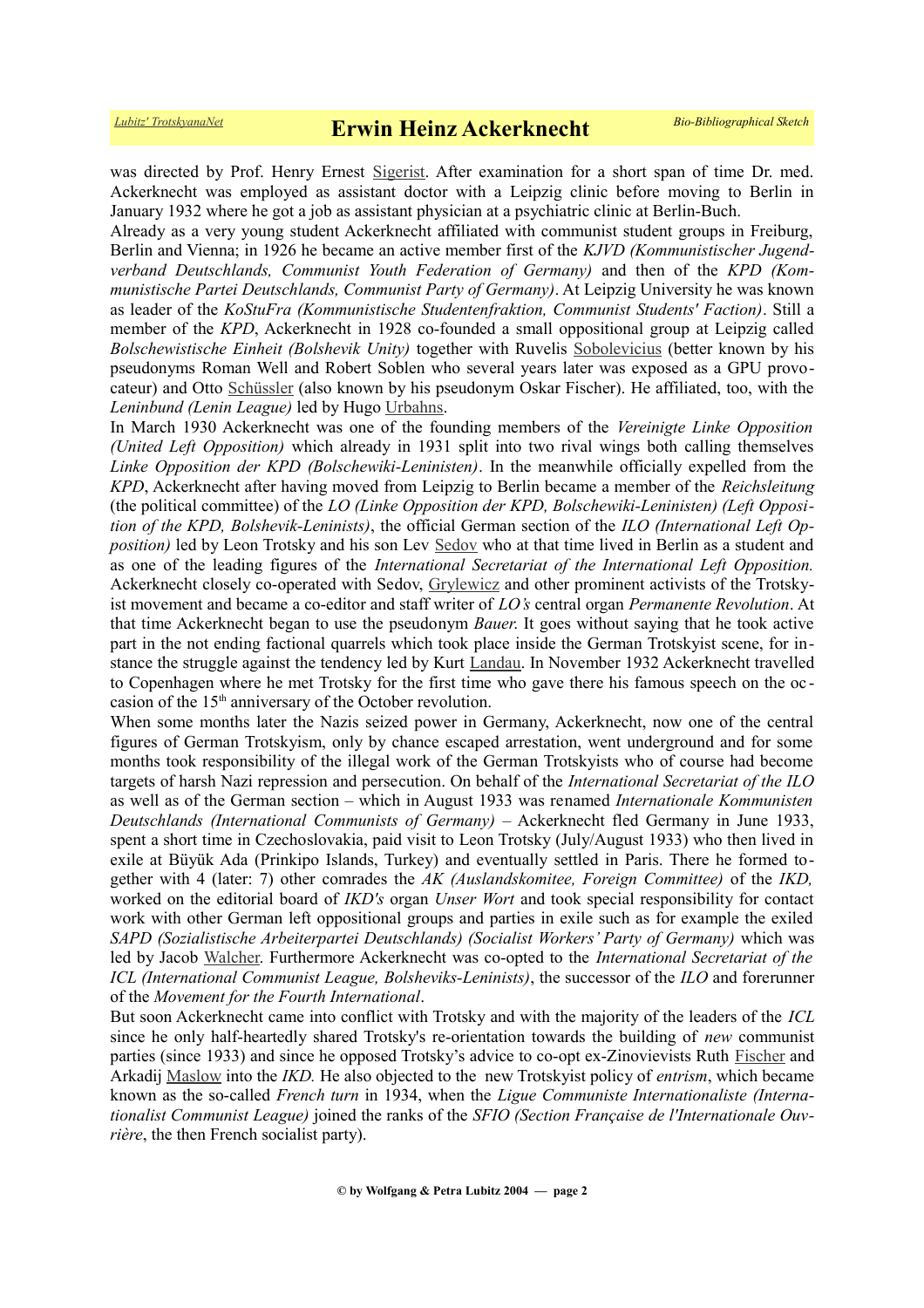was directed by Prof. Henry Ernest Sigerist. After examination for a short span of time Dr. med. Ackerknecht was employed as assistant doctor with a Leipzig clinic before moving to Berlin in January 1932 where he got a job as assistant physician at a psychiatric clinic at Berlin-Buch.

Already as a very young student Ackerknecht affiliated with communist student groups in Freiburg, Berlin and Vienna; in 1926 he became an active member first of the *KJVD (Kommunistischer Jugendverband Deutschlands, Communist Youth Federation of Germany)* and then of the *KPD (Kommunistische Partei Deutschlands, Communist Party of Germany)*. At Leipzig University he was known as leader of the *KoStuFra (Kommunistische Studentenfraktion, Communist Students' Faction)*. Still a member of the *KPD*, Ackerknecht in 1928 co-founded a small oppositional group at Leipzig called *Bolschewistische Einheit (Bolshevik Unity)* together with Ruvelis Sobolevicius (better known by his pseudonyms Roman Well and Robert Soblen who several years later was exposed as a GPU provocateur) and Otto Schüssler (also known by his pseudonym Oskar Fischer). He affiliated, too, with the *Leninbund (Lenin League)* led by Hugo Urbahns.

In March 1930 Ackerknecht was one of the founding members of the *Vereinigte Linke Opposition (United Left Opposition)* which already in 1931 split into two rival wings both calling themselves *Linke Opposition der KPD (Bolschewiki-Leninisten)*. In the meanwhile officially expelled from the *KPD*, Ackerknecht after having moved from Leipzig to Berlin became a member of the *Reichsleitung* (the political committee) of the *LO (Linke Opposition der KPD, Bolschewiki-Leninisten) (Left Opposition of the KPD, Bolshevik-Leninists)*, the official German section of the *ILO (International Left Opposition)* led by Leon Trotsky and his son Lev Sedov who at that time lived in Berlin as a student and as one of the leading figures of the *International Secretariat of the International Left Opposition.* Ackerknecht closely co-operated with Sedov, Grylewicz and other prominent activists of the Trotskyist movement and became a co-editor and staff writer of *LO's* central organ *Permanente Revolution*. At that time Ackerknecht began to use the pseudonym *Bauer.* It goes without saying that he took active part in the not ending factional quarrels which took place inside the German Trotskyist scene, for instance the struggle against the tendency led by Kurt Landau. In November 1932 Ackerknecht travelled to Copenhagen where he met Trotsky for the first time who gave there his famous speech on the occasion of the 15th anniversary of the October revolution.

When some months later the Nazis seized power in Germany, Ackerknecht, now one of the central figures of German Trotskyism, only by chance escaped arrestation, went underground and for some months took responsibility of the illegal work of the German Trotskyists who of course had become targets of harsh Nazi repression and persecution. On behalf of the *International Secretariat of the ILO* as well as of the German section – which in August 1933 was renamed *Internationale Kommunisten Deutschlands (International Communists of Germany)* – Ackerknecht fled Germany in June 1933, spent a short time in Czechoslovakia, paid visit to Leon Trotsky (July/August 1933) who then lived in exile at Büyük Ada (Prinkipo Islands, Turkey) and eventually settled in Paris. There he formed together with 4 (later: 7) other comrades the *AK (Auslandskomitee, Foreign Committee)* of the *IKD,* worked on the editorial board of *IKD's* organ *Unser Wort* and took special responsibility for contact work with other German left oppositional groups and parties in exile such as for example the exiled *SAPD (Sozialistische Arbeiterpartei Deutschlands) (Socialist Workers' Party of Germany)* which was led by Jacob Walcher. Furthermore Ackerknecht was co-opted to the *International Secretariat of the ICL (International Communist League, Bolsheviks-Leninists)*, the successor of the *ILO* and forerunner of the *Movement for the Fourth International*.

But soon Ackerknecht came into conflict with Trotsky and with the majority of the leaders of the *ICL* since he only half-heartedly shared Trotsky's re-orientation towards the building of *new* communist parties (since 1933) and since he opposed Trotsky's advice to co-opt ex-Zinovievists Ruth Fischer and Arkadij Maslow into the *IKD.* He also objected to the new Trotskyist policy of *entrism*, which became known as the so-called *French turn* in 1934, when the *Ligue Communiste Internationaliste (Internationalist Communist League)* joined the ranks of the *SFIO (Section Française de l'Internationale Ouvrière*, the then French socialist party).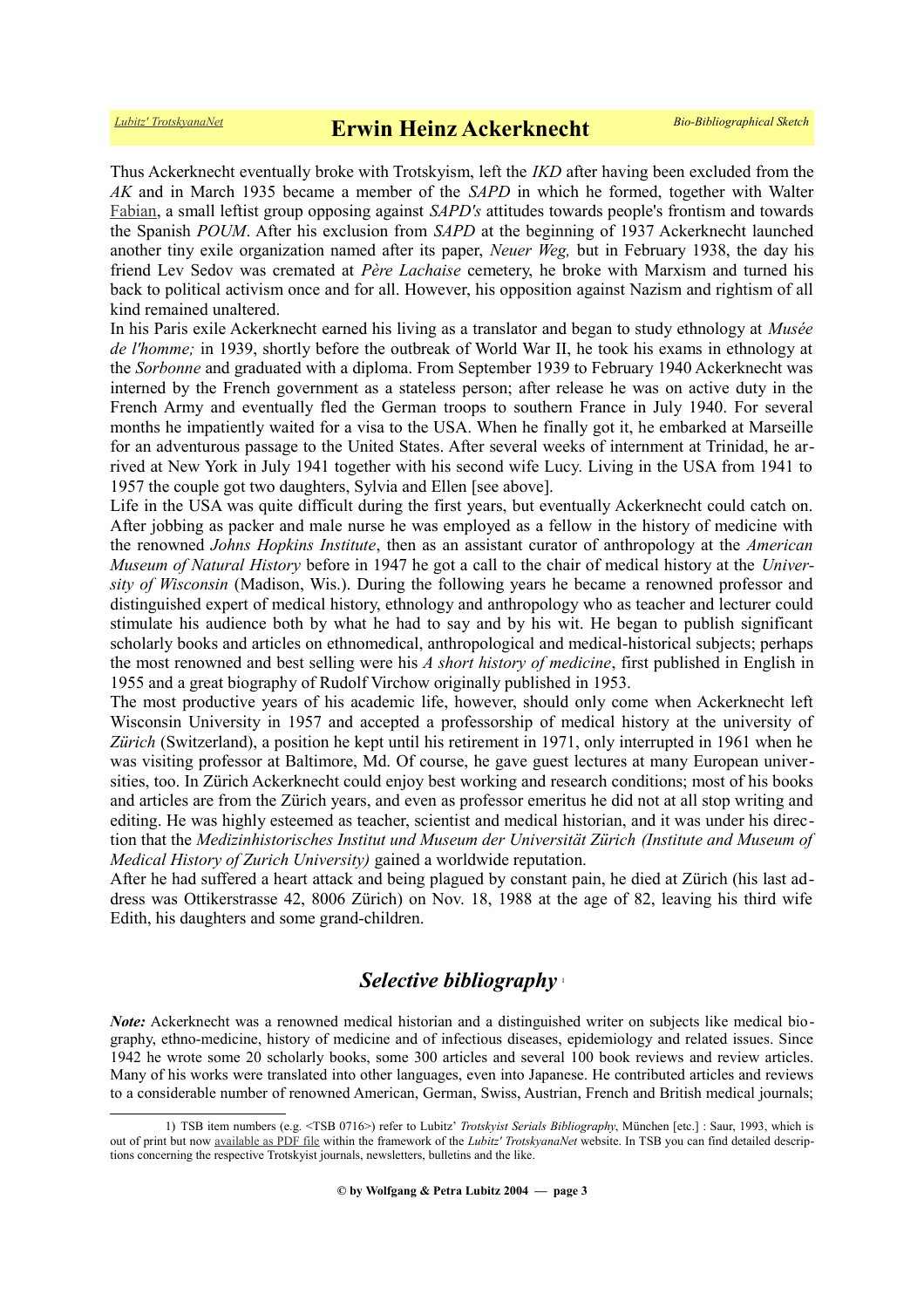Thus Ackerknecht eventually broke with Trotskyism, left the *IKD* after having been excluded from the *AK* and in March 1935 became a member of the *SAPD* in which he formed, together with Walter Fabian, a small leftist group opposing against *SAPD's* attitudes towards people's frontism and towards the Spanish *POUM*. After his exclusion from *SAPD* at the beginning of 1937 Ackerknecht launched another tiny exile organization named after its paper, *Neuer Weg,* but in February 1938, the day his friend Lev Sedov was cremated at *Père Lachaise* cemetery, he broke with Marxism and turned his back to political activism once and for all. However, his opposition against Nazism and rightism of all kind remained unaltered.

In his Paris exile Ackerknecht earned his living as a translator and began to study ethnology at *Musée de l'homme;* in 1939, shortly before the outbreak of World War II, he took his exams in ethnology at the *Sorbonne* and graduated with a diploma. From September 1939 to February 1940 Ackerknecht was interned by the French government as a stateless person; after release he was on active duty in the French Army and eventually fled the German troops to southern France in July 1940. For several months he impatiently waited for a visa to the USA. When he finally got it, he embarked at Marseille for an adventurous passage to the United States. After several weeks of internment at Trinidad, he arrived at New York in July 1941 together with his second wife Lucy. Living in the USA from 1941 to 1957 the couple got two daughters, Sylvia and Ellen [see above].

Life in the USA was quite difficult during the first years, but eventually Ackerknecht could catch on. After jobbing as packer and male nurse he was employed as a fellow in the history of medicine with the renowned *Johns Hopkins Institute*, then as an assistant curator of anthropology at the *American Museum of Natural History* before in 1947 he got a call to the chair of medical history at the *University of Wisconsin* (Madison, Wis.). During the following years he became a renowned professor and distinguished expert of medical history, ethnology and anthropology who as teacher and lecturer could stimulate his audience both by what he had to say and by his wit. He began to publish significant scholarly books and articles on ethnomedical, anthropological and medical-historical subjects; perhaps the most renowned and best selling were his *A short history of medicine*, first published in English in 1955 and a great biography of Rudolf Virchow originally published in 1953.

The most productive years of his academic life, however, should only come when Ackerknecht left Wisconsin University in 1957 and accepted a professorship of medical history at the university of *Zürich* (Switzerland), a position he kept until his retirement in 1971, only interrupted in 1961 when he was visiting professor at Baltimore, Md. Of course, he gave guest lectures at many European universities, too. In Zürich Ackerknecht could enjoy best working and research conditions; most of his books and articles are from the Zürich years, and even as professor emeritus he did not at all stop writing and editing. He was highly esteemed as teacher, scientist and medical historian, and it was under his direction that the *Medizinhistorisches Institut und Museum der Universität Zürich (Institute and Museum of Medical History of Zurich University)* gained a worldwide reputation.

After he had suffered a heart attack and being plagued by constant pain, he died at Zürich (his last address was Ottikerstrasse 42, 8006 Zürich) on Nov. 18, 1988 at the age of 82, leaving his third wife Edith, his daughters and some grand-children.

## *Selective bibliography* [1]

***Note:*** Ackerknecht was a renowned medical historian and a distinguished writer on subjects like medical biography, ethno-medicine, history of medicine and of infectious diseases, epidemiology and related issues. Since 1942 he wrote some 20 scholarly books, some 300 articles and several 100 book reviews and review articles. Many of his works were translated into other languages, even into Japanese. He contributed articles and reviews to a considerable number of renowned American, German, Swiss, Austrian, French and British medical journals;

1) TSB item numbers (e.g. <TSB 0716>) refer to Lubitz' *Trotskyist Serials Bibliography*, München [etc.] : Saur, 1993, which is out of print but now available as PDF file within the framework of the *Lubitz' TrotskyanaNet* website. In TSB you can find detailed descriptions concerning the respective Trotskyist journals, newsletters, bulletins and the like.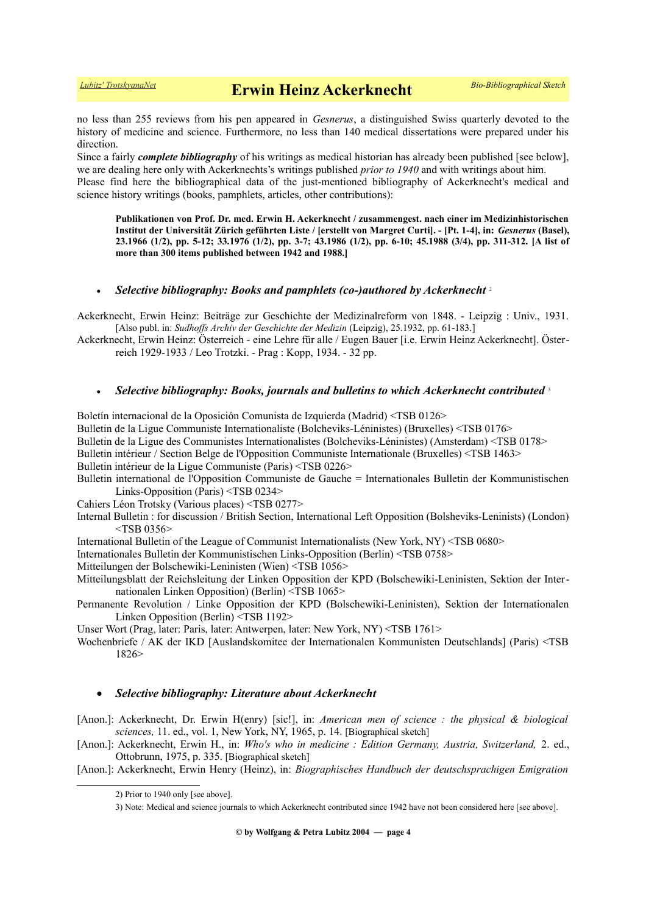no less than 255 reviews from his pen appeared in *Gesnerus*, a distinguished Swiss quarterly devoted to the history of medicine and science. Furthermore, no less than 140 medical dissertations were prepared under his direction.

Since a fairly ***complete bibliography*** of his writings as medical historian has already been published [see below], we are dealing here only with Ackerknechts's writings published *prior to 1940* and with writings about him.

Please find here the bibliographical data of the just-mentioned bibliography of Ackerknecht's medical and science history writings (books, pamphlets, articles, other contributions):

> **Publikationen von Prof. Dr. med. Erwin H. Ackerknecht / zusammengest. nach einer im Medizinhistorischen Institut der Universität Zürich geführten Liste / [erstellt von Margret Curti]. - [Pt. 1-4], in: *Gesnerus* (Basel), 23.1966 (1/2), pp. 5-12; 33.1976 (1/2), pp. 3-7; 43.1986 (1/2), pp. 6-10; 45.1988 (3/4), pp. 311-312. [A list of more than 300 items published between 1942 and 1988.]**

- ***Selective bibliography: Books and pamphlets (co-)authored by Ackerknecht*** [2]

Ackerknecht, Erwin Heinz: Beiträge zur Geschichte der Medizinalreform von 1848. - Leipzig : Univ., 1931. [Also publ. in: *Sudhoffs Archiv der Geschichte der Medizin* (Leipzig), 25.1932, pp. 61-183.]

Ackerknecht, Erwin Heinz: Österreich - eine Lehre für alle / Eugen Bauer [i.e. Erwin Heinz Ackerknecht]. Österreich 1929-1933 / Leo Trotzki. - Prag : Kopp, 1934. - 32 pp.

- ***Selective bibliography: Books, journals and bulletins to which Ackerknecht contributed*** [3]

Boletín internacional de la Oposición Comunista de Izquierda (Madrid) <TSB 0126>

Bulletin de la Ligue Communiste Internationaliste (Bolcheviks-Léninistes) (Bruxelles) <TSB 0176>

Bulletin de la Ligue des Communistes Internationalistes (Bolcheviks-Léninistes) (Amsterdam) <TSB 0178>

Bulletin intérieur / Section Belge de l'Opposition Communiste Internationale (Bruxelles) <TSB 1463>

Bulletin intérieur de la Ligue Communiste (Paris) <TSB 0226>

Bulletin international de l'Opposition Communiste de Gauche = Internationales Bulletin der Kommunistischen Links-Opposition (Paris) <TSB 0234>

Cahiers Léon Trotsky (Various places) <TSB 0277>

Internal Bulletin : for discussion / British Section, International Left Opposition (Bolsheviks-Leninists) (London) <TSB 0356>

International Bulletin of the League of Communist Internationalists (New York, NY) <TSB 0680>

Internationales Bulletin der Kommunistischen Links-Opposition (Berlin) <TSB 0758>

Mitteilungen der Bolschewiki-Leninisten (Wien) <TSB 1056>

Mitteilungsblatt der Reichsleitung der Linken Opposition der KPD (Bolschewiki-Leninisten, Sektion der Internationalen Linken Opposition) (Berlin) <TSB 1065>

Permanente Revolution / Linke Opposition der KPD (Bolschewiki-Leninisten), Sektion der Internationalen Linken Opposition) (Berlin) <TSB 1192>

Unser Wort (Prag, later: Paris, later: Antwerpen, later: New York, NY) <TSB 1761>

Wochenbriefe / AK der IKD [Auslandskomitee der Internationalen Kommunisten Deutschlands] (Paris) <TSB 1826>

- ***Selective bibliography: Literature about Ackerknecht***

[Anon.]: Ackerknecht, Dr. Erwin H(enry) [sic!], in: *American men of science : the physical & biological sciences,* 11. ed., vol. 1, New York, NY, 1965, p. 14. [Biographical sketch]

[Anon.]: Ackerknecht, Erwin H., in: *Who's who in medicine : Edition Germany, Austria, Switzerland,* 2. ed., Ottobrunn, 1975, p. 335. [Biographical sketch]

[Anon.]: Ackerknecht, Erwin Henry (Heinz), in: *Biographisches Handbuch der deutschsprachigen Emigration*

---

2) Prior to 1940 only [see above].

3) Note: Medical and science journals to which Ackerknecht contributed since 1942 have not been considered here [see above].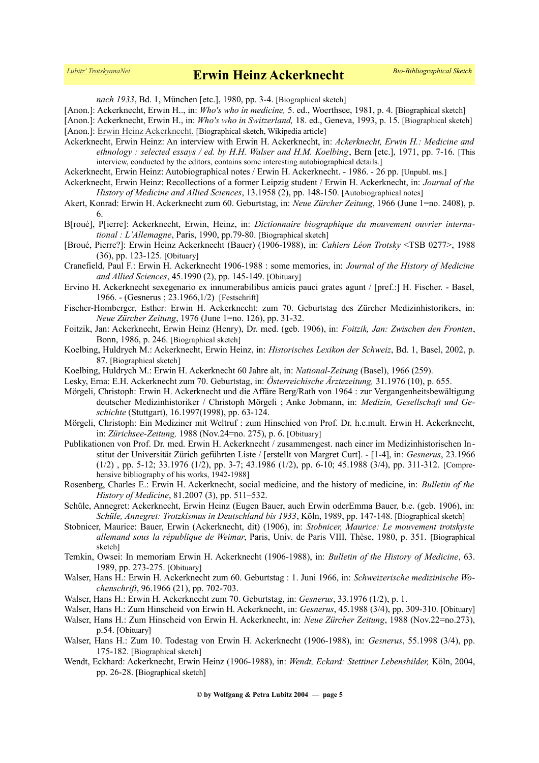*nach 1933*, Bd. 1, München [etc.], 1980, pp. 3-4. [Biographical sketch]

[Anon.]: Ackerknecht, Erwin H.., in: *Who's who in medicine,* 5. ed., Woerthsee, 1981, p. 4. [Biographical sketch]

[Anon.]: Ackerknecht, Erwin H., in: *Who's who in Switzerland,* 18. ed., Geneva, 1993, p. 15. [Biographical sketch]

[Anon.]: Erwin Heinz Ackerknecht. [Biographical sketch, Wikipedia article]

Ackerknecht, Erwin Heinz: An interview with Erwin H. Ackerknecht, in: *Ackerknecht, Erwin H.: Medicine and ethnology : selected essays / ed. by H.H. Walser and H.M. Koelbing*, Bern [etc.], 1971, pp. 7-16. [This interview, conducted by the editors, contains some interesting autobiographical details.]

Ackerknecht, Erwin Heinz: Autobiographical notes / Erwin H. Ackerknecht. - 1986. - 26 pp. [Unpubl. ms.]

Ackerknecht, Erwin Heinz: Recollections of a former Leipzig student / Erwin H. Ackerknecht, in: *Journal of the History of Medicine and Allied Sciences*, 13.1958 (2), pp. 148-150. [Autobiographical notes]

Akert, Konrad: Erwin H. Ackerknecht zum 60. Geburtstag, in: *Neue Zürcher Zeitung*, 1966 (June 1=no. 2408), p. 6.

B[roué], P[ierre]: Ackerknecht, Erwin, Heinz, in: *Dictionnaire biographique du mouvement ouvrier international : L'Allemagne*, Paris, 1990, pp.79-80. [Biographical sketch]

[Broué, Pierre?]: Erwin Heinz Ackerknecht (Bauer) (1906-1988), in: *Cahiers Léon Trotsky* <TSB 0277>, 1988 (36), pp. 123-125. [Obituary]

Cranefield, Paul F.: Erwin H. Ackerknecht 1906-1988 : some memories, in: *Journal of the History of Medicine and Allied Sciences*, 45.1990 (2), pp. 145-149. [Obituary]

Ervino H. Ackerknecht sexegenario ex innumerabilibus amicis pauci grates agunt / [pref.:] H. Fischer. - Basel, 1966. - (Gesnerus ; 23.1966,1/2) [Festschrift]

Fischer-Homberger, Esther: Erwin H. Ackerknecht: zum 70. Geburtstag des Zürcher Medizinhistorikers, in: *Neue Zürcher Zeitung*, 1976 (June 1=no. 126), pp. 31-32.

Foitzik, Jan: Ackerknecht, Erwin Heinz (Henry), Dr. med. (geb. 1906), in: *Foitzik, Jan: Zwischen den Fronten*, Bonn, 1986, p. 246. [Biographical sketch]

Koelbing, Huldrych M.: Ackerknecht, Erwin Heinz, in: *Historisches Lexikon der Schweiz*, Bd. 1, Basel, 2002, p. 87. [Biographical sketch]

Koelbing, Huldrych M.: Erwin H. Ackerknecht 60 Jahre alt, in: *National-Zeitung* (Basel), 1966 (259).

Lesky, Erna: E.H. Ackerknecht zum 70. Geburtstag, in: *Österreichische Ärztezeitung,* 31.1976 (10), p. 655.

Mörgeli, Christoph: Erwin H. Ackerknecht und die Affäre Berg/Rath von 1964 : zur Vergangenheitsbewältigung deutscher Medizinhistoriker / Christoph Mörgeli ; Anke Jobmann, in: *Medizin, Gesellschaft und Geschichte* (Stuttgart), 16.1997(1998), pp. 63-124.

Mörgeli, Christoph: Ein Mediziner mit Weltruf : zum Hinschied von Prof. Dr. h.c.mult. Erwin H. Ackerknecht, in: *Zürichsee-Zeitung,* 1988 (Nov.24=no. 275), p. 6. [Obituary]

Publikationen von Prof. Dr. med. Erwin H. Ackerknecht / zusammengest. nach einer im Medizinhistorischen Institut der Universität Zürich geführten Liste / [erstellt von Margret Curt]. - [1-4], in: *Gesnerus*, 23.1966 (1/2) , pp. 5-12; 33.1976 (1/2), pp. 3-7; 43.1986 (1/2), pp. 6-10; 45.1988 (3/4), pp. 311-312. [Comprehensive bibliography of his works, 1942-1988]

Rosenberg, Charles E.: Erwin H. Ackerknecht, social medicine, and the history of medicine, in: *Bulletin of the History of Medicine*, 81.2007 (3), pp. 511–532.

Schüle, Annegret: Ackerknecht, Erwin Heinz (Eugen Bauer, auch Erwin oderEmma Bauer, b.e. (geb. 1906), in: *Schüle, Annegret: Trotzkismus in Deutschland bis 1933*, Köln, 1989, pp. 147-148. [Biographical sketch]

Stobnicer, Maurice: Bauer, Erwin (Ackerknecht, dit) (1906), in: *Stobnicer, Maurice: Le mouvement trotskyste allemand sous la république de Weimar*, Paris, Univ. de Paris VIII, Thèse, 1980, p. 351. [Biographical sketch]

Temkin, Owsei: In memoriam Erwin H. Ackerknecht (1906-1988), in: *Bulletin of the History of Medicine*, 63. 1989, pp. 273-275. [Obituary]

Walser, Hans H.: Erwin H. Ackerknecht zum 60. Geburtstag : 1. Juni 1966, in: *Schweizerische medizinische Wochenschrift*, 96.1966 (21), pp. 702-703.

Walser, Hans H.: Erwin H. Ackerknecht zum 70. Geburtstag, in: *Gesnerus*, 33.1976 (1/2), p. 1.

Walser, Hans H.: Zum Hinscheid von Erwin H. Ackerknecht, in: *Gesnerus*, 45.1988 (3/4), pp. 309-310. [Obituary]

Walser, Hans H.: Zum Hinscheid von Erwin H. Ackerknecht, in: *Neue Zürcher Zeitung*, 1988 (Nov.22=no.273), p.54. [Obituary]

Walser, Hans H.: Zum 10. Todestag von Erwin H. Ackerknecht (1906-1988), in: *Gesnerus*, 55.1998 (3/4), pp. 175-182. [Biographical sketch]

Wendt, Eckhard: Ackerknecht, Erwin Heinz (1906-1988), in: *Wendt, Eckard: Stettiner Lebensbilder,* Köln, 2004, pp. 26-28. [Biographical sketch]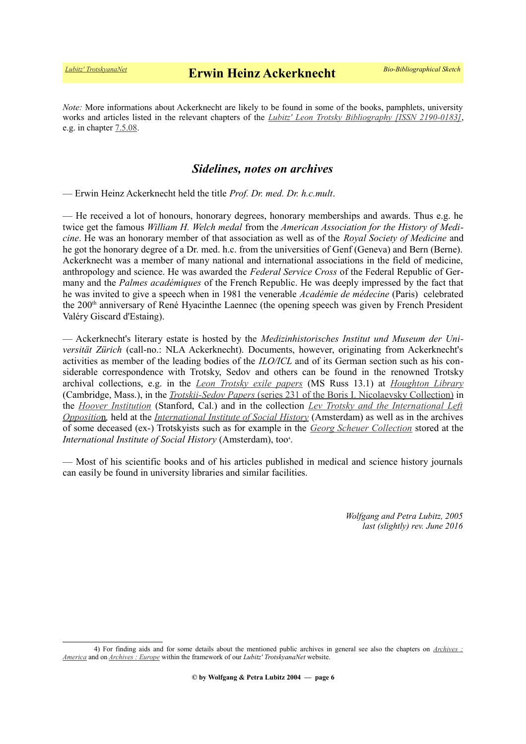*Note:* More informations about Ackerknecht are likely to be found in some of the books, pamphlets, university works and articles listed in the relevant chapters of the *Lubitz' Leon Trotsky Bibliography [ISSN 2190-0183]*, e.g. in chapter 7.5.08.

## *Sidelines, notes on archives*

— Erwin Heinz Ackerknecht held the title *Prof. Dr. med. Dr. h.c.mult*.

— He received a lot of honours, honorary degrees, honorary memberships and awards. Thus e.g. he twice get the famous *William H. Welch medal* from the *American Association for the History of Medicine*. He was an honorary member of that association as well as of the *Royal Society of Medicine* and he got the honorary degree of a Dr. med. h.c. from the universities of Genf (Geneva) and Bern (Berne). Ackerknecht was a member of many national and international associations in the field of medicine, anthropology and science. He was awarded the *Federal Service Cross* of the Federal Republic of Germany and the *Palmes académiques* of the French Republic. He was deeply impressed by the fact that he was invited to give a speech when in 1981 the venerable *Académie de médecine* (Paris) celebrated the 200th anniversary of René Hyacinthe Laennec (the opening speech was given by French President Valéry Giscard d'Estaing).

— Ackerknecht's literary estate is hosted by the *Medizinhistorisches Institut und Museum der Universität Zürich* (call-no.: NLA Ackerknecht). Documents, however, originating from Ackerknecht's activities as member of the leading bodies of the *ILO/ICL* and of its German section such as his considerable correspondence with Trotsky, Sedov and others can be found in the renowned Trotsky archival collections, e.g. in the *Leon Trotsky exile papers* (MS Russ 13.1) at *Houghton Library* (Cambridge, Mass.), in the *Trotskii-Sedov Papers* (series 231 of the Boris I. Nicolaevsky Collection) in the *Hoover Institution* (Stanford, Cal.) and in the collection *Lev Trotsky and the International Left Opposition*, held at the *International Institute of Social History* (Amsterdam) as well as in the archives of some deceased (ex-) Trotskyists such as for example in the *Georg Scheuer Collection* stored at the *International Institute of Social History* (Amsterdam), too[4].

— Most of his scientific books and of his articles published in medical and science history journals can easily be found in university libraries and similar facilities.

*Wolfgang and Petra Lubitz, 2005*
*last (slightly) rev. June 2016*

---

4) For finding aids and for some details about the mentioned public archives in general see also the chapters on *Archives : America* and on *Archives : Europe* within the framework of our *Lubitz' TrotskyanaNet* website.